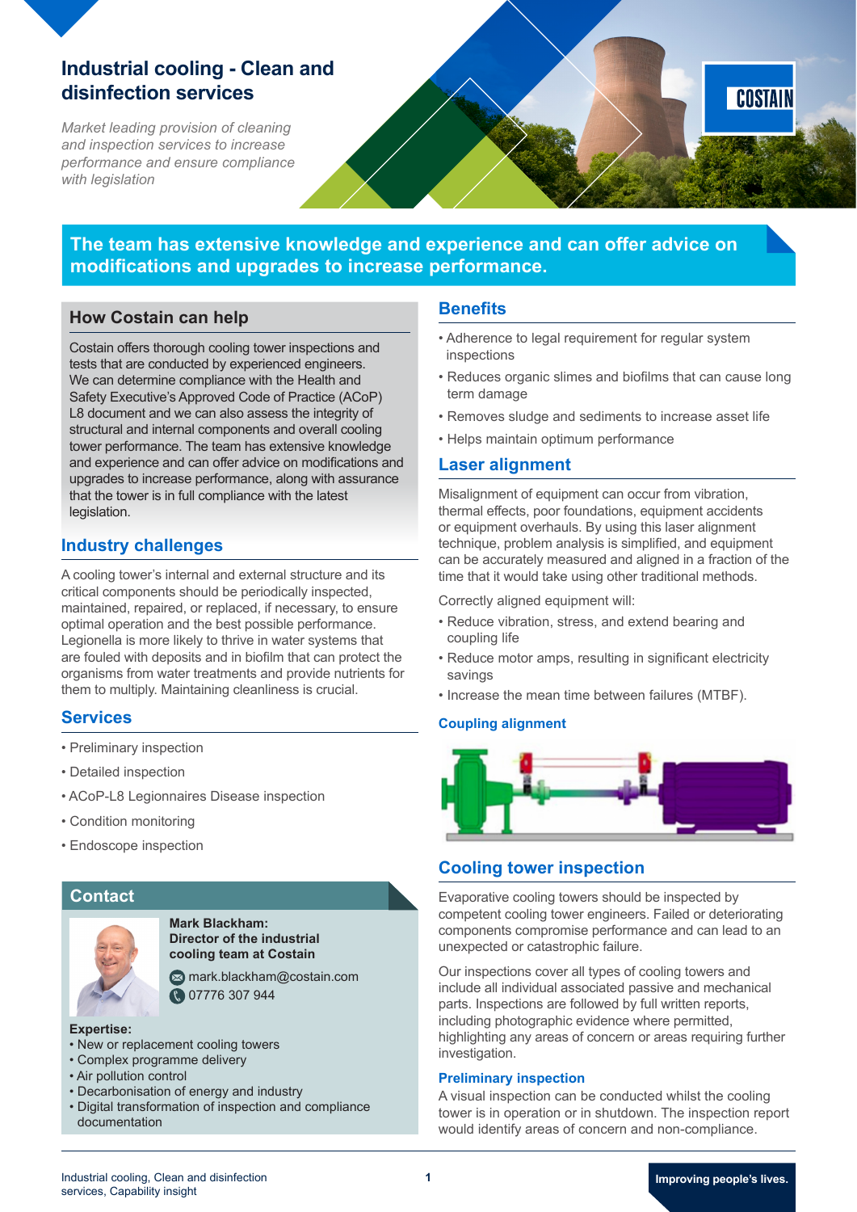# Industrial cooling - Clean and disinfection services

*Market leading provision of cleaning and inspection services to increase performance and ensure compliance with legislation*

**The team has extensive knowledge and experience and can offer advice on modifications and upgrades to increase performance.**

## How Costain can help

Costain offers thorough cooling tower inspections and tests that are conducted by experienced engineers. We can determine compliance with the Health and Safety Executive's Approved Code of Practice (ACoP) L8 document and we can also assess the integrity of structural and internal components and overall cooling tower performance. The team has extensive knowledge and experience and can offer advice on modifications and upgrades to increase performance, along with assurance that the tower is in full compliance with the latest legislation.

## Industry challenges

A cooling tower's internal and external structure and its critical components should be periodically inspected, maintained, repaired, or replaced, if necessary, to ensure optimal operation and the best possible performance. Legionella is more likely to thrive in water systems that are fouled with deposits and in biofilm that can protect the organisms from water treatments and provide nutrients for them to multiply. Maintaining cleanliness is crucial.

## Services

- Preliminary inspection
- Detailed inspection
- ACoP-L8 Legionnaires Disease inspection
- Condition monitoring
- Endoscope inspection

## Contact

**Mark Blackham: Director of the industrial cooling team at Costain**

mark.blackham@costain.com

07776 307 944

**Expertise:**

- New or replacement cooling towers
- Complex programme delivery
- Air pollution control
- Decarbonisation of energy and industry
- Digital transformation of inspection and compliance documentation

## Benefits

- Adherence to legal requirement for regular system inspections
- Reduces organic slimes and biofilms that can cause long term damage
- Removes sludge and sediments to increase asset life
- Helps maintain optimum performance

## Laser alignment

Misalignment of equipment can occur from vibration, thermal effects, poor foundations, equipment accidents or equipment overhauls. By using this laser alignment technique, problem analysis is simplified, and equipment can be accurately measured and aligned in a fraction of the time that it would take using other traditional methods.

Correctly aligned equipment will:

- Reduce vibration, stress, and extend bearing and coupling life
- Reduce motor amps, resulting in significant electricity savings
- Increase the mean time between failures (MTBF).

### Coupling alignment

## Cooling tower inspection

Evaporative cooling towers should be inspected by competent cooling tower engineers. Failed or deteriorating components compromise performance and can lead to an unexpected or catastrophic failure.

Our inspections cover all types of cooling towers and include all individual associated passive and mechanical parts. Inspections are followed by full written reports, including photographic evidence where permitted, highlighting any areas of concern or areas requiring further investigation.

### Preliminary inspection

A visual inspection can be conducted whilst the cooling tower is in operation or in shutdown. The inspection report would identify areas of concern and non-compliance.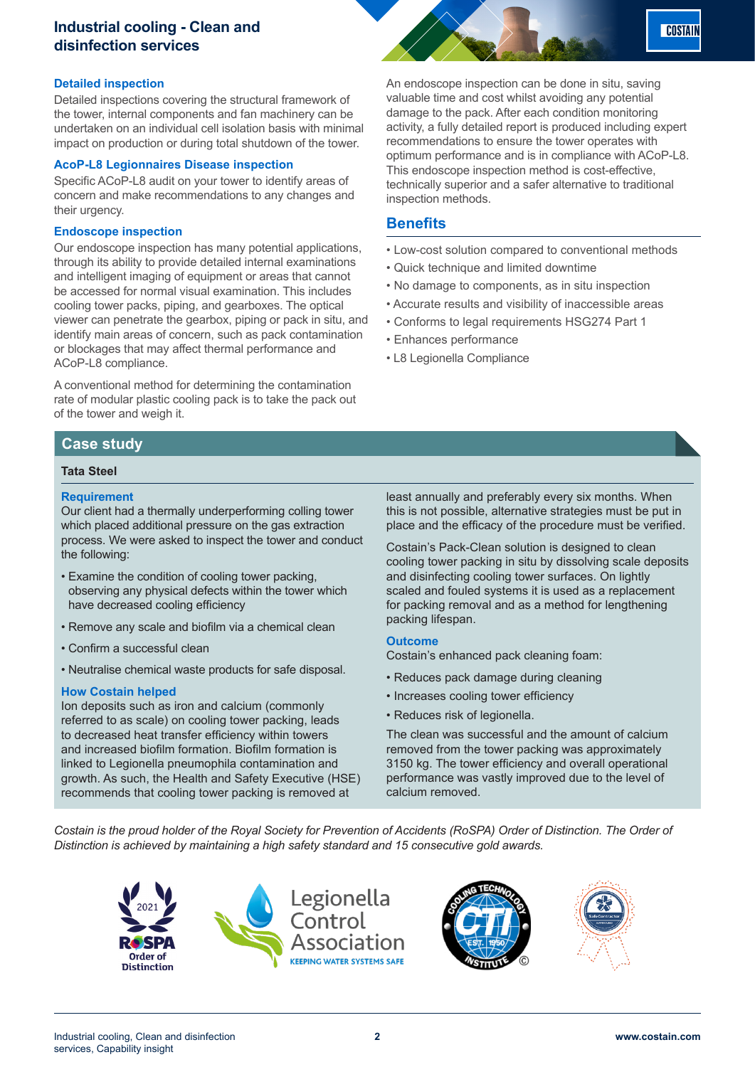# Industrial cooling - Clean and disinfection services

### Detailed inspection

Detailed inspections covering the structural framework of the tower, internal components and fan machinery can be undertaken on an individual cell isolation basis with minimal impact on production or during total shutdown of the tower.

### AcoP-L8 Legionnaires Disease inspection

Specific ACoP-L8 audit on your tower to identify areas of concern and make recommendations to any changes and their urgency.

### Endoscope inspection

Our endoscope inspection has many potential applications, through its ability to provide detailed internal examinations and intelligent imaging of equipment or areas that cannot be accessed for normal visual examination. This includes cooling tower packs, piping, and gearboxes. The optical viewer can penetrate the gearbox, piping or pack in situ, and identify main areas of concern, such as pack contamination or blockages that may affect thermal performance and ACoP-L8 compliance.

A conventional method for determining the contamination rate of modular plastic cooling pack is to take the pack out of the tower and weigh it.

An endoscope inspection can be done in situ, saving valuable time and cost whilst avoiding any potential damage to the pack. After each condition monitoring activity, a fully detailed report is produced including expert recommendations to ensure the tower operates with optimum performance and is in compliance with ACoP-L8. This endoscope inspection method is cost-effective, technically superior and a safer alternative to traditional inspection methods.

## Benefits

- Low-cost solution compared to conventional methods
- Quick technique and limited downtime
- No damage to components, as in situ inspection
- Accurate results and visibility of inaccessible areas
- Conforms to legal requirements HSG274 Part 1
- Enhances performance
- L8 Legionella Compliance

## Case study

**Tata Steel**

### Requirement

Our client had a thermally underperforming colling tower which placed additional pressure on the gas extraction process. We were asked to inspect the tower and conduct the following:

- Examine the condition of cooling tower packing, observing any physical defects within the tower which have decreased cooling efficiency
- Remove any scale and biofilm via a chemical clean
- Confirm a successful clean
- Neutralise chemical waste products for safe disposal.

### How Costain helped

Ion deposits such as iron and calcium (commonly referred to as scale) on cooling tower packing, leads to decreased heat transfer efficiency within towers and increased biofilm formation. Biofilm formation is linked to Legionella pneumophila contamination and growth. As such, the Health and Safety Executive (HSE) recommends that cooling tower packing is removed at least annually and preferably every six months. When this is not possible, alternative strategies must be put in place and the efficacy of the procedure must be verified.

Costain's Pack-Clean solution is designed to clean cooling tower packing in situ by dissolving scale deposits and disinfecting cooling tower surfaces. On lightly scaled and fouled systems it is used as a replacement for packing removal and as a method for lengthening packing lifespan.

### Outcome

Costain's enhanced pack cleaning foam:

- Reduces pack damage during cleaning
- Increases cooling tower efficiency
- Reduces risk of legionella.

The clean was successful and the amount of calcium removed from the tower packing was approximately 3150 kg. The tower efficiency and overall operational performance was vastly improved due to the level of calcium removed.

*Costain is the proud holder of the Royal Society for Prevention of Accidents (RoSPA) Order of Distinction. The Order of Distinction is achieved by maintaining a high safety standard and 15 consecutive gold awards.*